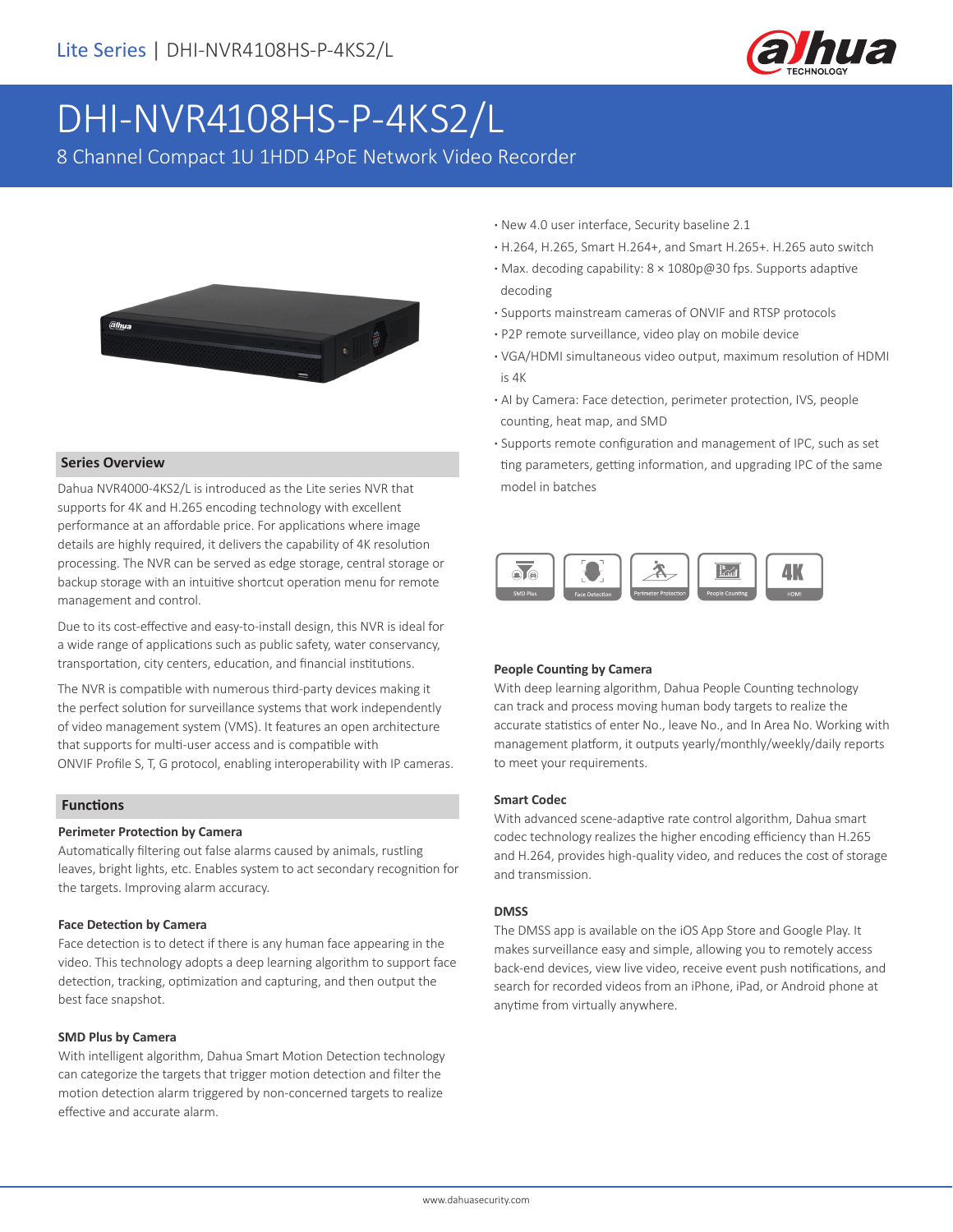Lite Series | DHI-NVR4108HS-P-4KS2/L

# DHI-NVR4108HS-P-4KS2/L

8 Channel Compact 1U 1HDD 4PoE Network Video Recorder

- New 4.0 user interface, Security baseline 2.1
- H.264, H.265, Smart H.264+, and Smart H.265+. H.265 auto switch
- Max. decoding capability: 8 × 1080p@30 fps. Supports adaptive decoding
- Supports mainstream cameras of ONVIF and RTSP protocols
- P2P remote surveillance, video play on mobile device
- VGA/HDMI simultaneous video output, maximum resolution of HDMI is 4K
- AI by Camera: Face detection, perimeter protection, IVS, people counting, heat map, and SMD
- Supports remote configuration and management of IPC, such as set ting parameters, getting information, and upgrading IPC of the same model in batches

SMD Plus | Face Detection | Perimeter Protection | People Counting | 4K HDMI

## Series Overview

Dahua NVR4000-4KS2/L is introduced as the Lite series NVR that supports for 4K and H.265 encoding technology with excellent performance at an affordable price. For applications where image details are highly required, it delivers the capability of 4K resolution processing. The NVR can be served as edge storage, central storage or backup storage with an intuitive shortcut operation menu for remote management and control.

Due to its cost-effective and easy-to-install design, this NVR is ideal for a wide range of applications such as public safety, water conservancy, transportation, city centers, education, and financial institutions.

The NVR is compatible with numerous third-party devices making it the perfect solution for surveillance systems that work independently of video management system (VMS). It features an open architecture that supports for multi-user access and is compatible with ONVIF Profile S, T, G protocol, enabling interoperability with IP cameras.

## Functions

### Perimeter Protection by Camera

Automatically filtering out false alarms caused by animals, rustling leaves, bright lights, etc. Enables system to act secondary recognition for the targets. Improving alarm accuracy.

### Face Detection by Camera

Face detection is to detect if there is any human face appearing in the video. This technology adopts a deep learning algorithm to support face detection, tracking, optimization and capturing, and then output the best face snapshot.

### SMD Plus by Camera

With intelligent algorithm, Dahua Smart Motion Detection technology can categorize the targets that trigger motion detection and filter the motion detection alarm triggered by non-concerned targets to realize effective and accurate alarm.

### People Counting by Camera

With deep learning algorithm, Dahua People Counting technology can track and process moving human body targets to realize the accurate statistics of enter No., leave No., and In Area No. Working with management platform, it outputs yearly/monthly/weekly/daily reports to meet your requirements.

### Smart Codec

With advanced scene-adaptive rate control algorithm, Dahua smart codec technology realizes the higher encoding efficiency than H.265 and H.264, provides high-quality video, and reduces the cost of storage and transmission.

### DMSS

The DMSS app is available on the iOS App Store and Google Play. It makes surveillance easy and simple, allowing you to remotely access back-end devices, view live video, receive event push notifications, and search for recorded videos from an iPhone, iPad, or Android phone at anytime from virtually anywhere.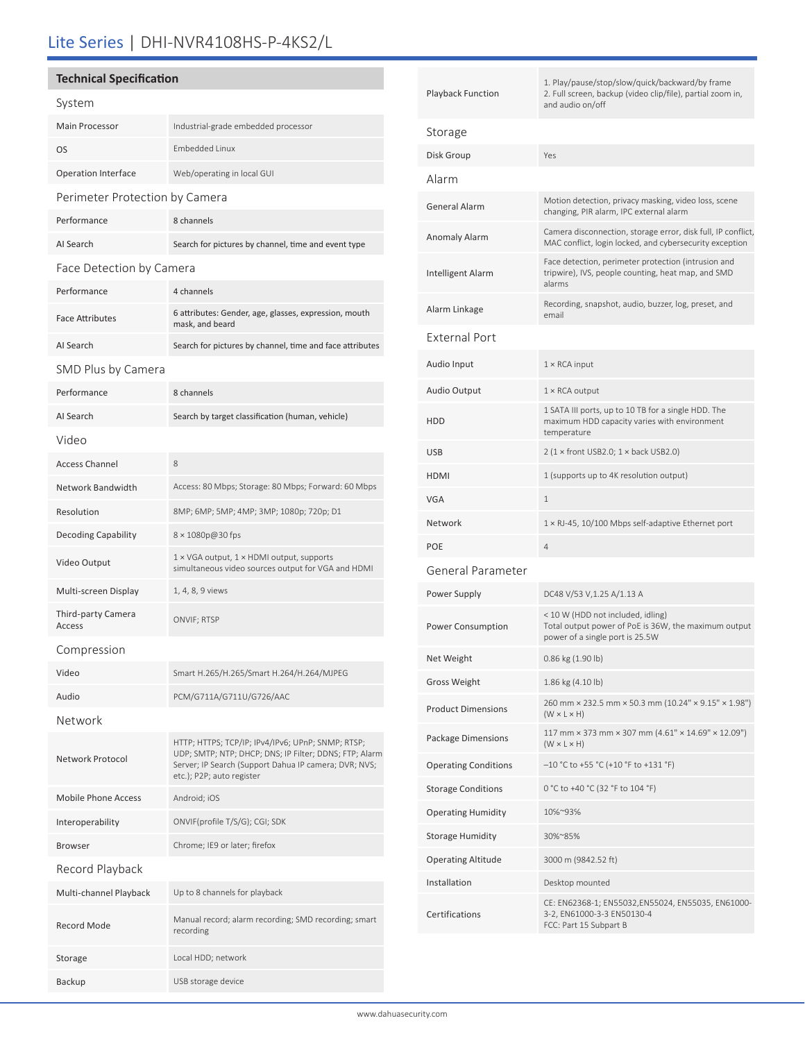# Lite Series | DHI-NVR4108HS-P-4KS2/L

## Technical Specification

| System | |
|---|---|
| Main Processor | Industrial-grade embedded processor |
| OS | Embedded Linux |
| Operation Interface | Web/operating in local GUI |
| **Perimeter Protection by Camera** | |
| Performance | 8 channels |
| AI Search | Search for pictures by channel, time and event type |
| **Face Detection by Camera** | |
| Performance | 4 channels |
| Face Attributes | 6 attributes: Gender, age, glasses, expression, mouth mask, and beard |
| AI Search | Search for pictures by channel, time and face attributes |
| **SMD Plus by Camera** | |
| Performance | 8 channels |
| AI Search | Search by target classification (human, vehicle) |
| **Video** | |
| Access Channel | 8 |
| Network Bandwidth | Access: 80 Mbps; Storage: 80 Mbps; Forward: 60 Mbps |
| Resolution | 8MP; 6MP; 5MP; 4MP; 3MP; 1080p; 720p; D1 |
| Decoding Capability | 8 × 1080p@30 fps |
| Video Output | 1 × VGA output, 1 × HDMI output, supports simultaneous video sources output for VGA and HDMI |
| Multi-screen Display | 1, 4, 8, 9 views |
| Third-party Camera Access | ONVIF; RTSP |
| **Compression** | |
| Video | Smart H.265/H.265/Smart H.264/H.264/MJPEG |
| Audio | PCM/G711A/G711U/G726/AAC |
| **Network** | |
| Network Protocol | HTTP; HTTPS; TCP/IP; IPv4/IPv6; UPnP; SNMP; RTSP; UDP; SMTP; NTP; DHCP; DNS; IP Filter; DDNS; FTP; Alarm Server; IP Search (Support Dahua IP camera; DVR; NVS; etc.); P2P; auto register |
| Mobile Phone Access | Android; iOS |
| Interoperability | ONVIF(profile T/S/G); CGI; SDK |
| Browser | Chrome; IE9 or later; firefox |
| **Record Playback** | |
| Multi-channel Playback | Up to 8 channels for playback |
| Record Mode | Manual record; alarm recording; SMD recording; smart recording |
| Storage | Local HDD; network |
| Backup | USB storage device |
| Playback Function | 1. Play/pause/stop/slow/quick/backward/by frame<br>2. Full screen, backup (video clip/file), partial zoom in, and audio on/off |
| **Storage** | |
| Disk Group | Yes |
| **Alarm** | |
| General Alarm | Motion detection, privacy masking, video loss, scene changing, PIR alarm, IPC external alarm |
| Anomaly Alarm | Camera disconnection, storage error, disk full, IP conflict, MAC conflict, login locked, and cybersecurity exception |
| Intelligent Alarm | Face detection, perimeter protection (intrusion and tripwire), IVS, people counting, heat map, and SMD alarms |
| Alarm Linkage | Recording, snapshot, audio, buzzer, log, preset, and email |
| **External Port** | |
| Audio Input | 1 × RCA input |
| Audio Output | 1 × RCA output |
| HDD | 1 SATA III ports, up to 10 TB for a single HDD. The maximum HDD capacity varies with environment temperature |
| USB | 2 (1 × front USB2.0; 1 × back USB2.0) |
| HDMI | 1 (supports up to 4K resolution output) |
| VGA | 1 |
| Network | 1 × RJ-45, 10/100 Mbps self-adaptive Ethernet port |
| POE | 4 |
| **General Parameter** | |
| Power Supply | DC48 V/53 V,1.25 A/1.13 A |
| Power Consumption | < 10 W (HDD not included, idling)<br>Total output power of PoE is 36W, the maximum output power of a single port is 25.5W |
| Net Weight | 0.86 kg (1.90 lb) |
| Gross Weight | 1.86 kg (4.10 lb) |
| Product Dimensions | 260 mm × 232.5 mm × 50.3 mm (10.24" × 9.15" × 1.98") (W × L × H) |
| Package Dimensions | 117 mm × 373 mm × 307 mm (4.61" × 14.69" × 12.09") (W × L × H) |
| Operating Conditions | –10 °C to +55 °C (+10 °F to +131 °F) |
| Storage Conditions | 0 °C to +40 °C (32 °F to 104 °F) |
| Operating Humidity | 10%~93% |
| Storage Humidity | 30%~85% |
| Operating Altitude | 3000 m (9842.52 ft) |
| Installation | Desktop mounted |
| Certifications | CE: EN62368-1; EN55032,EN55024, EN55035, EN61000-3-2, EN61000-3-3 EN50130-4<br>FCC: Part 15 Subpart B |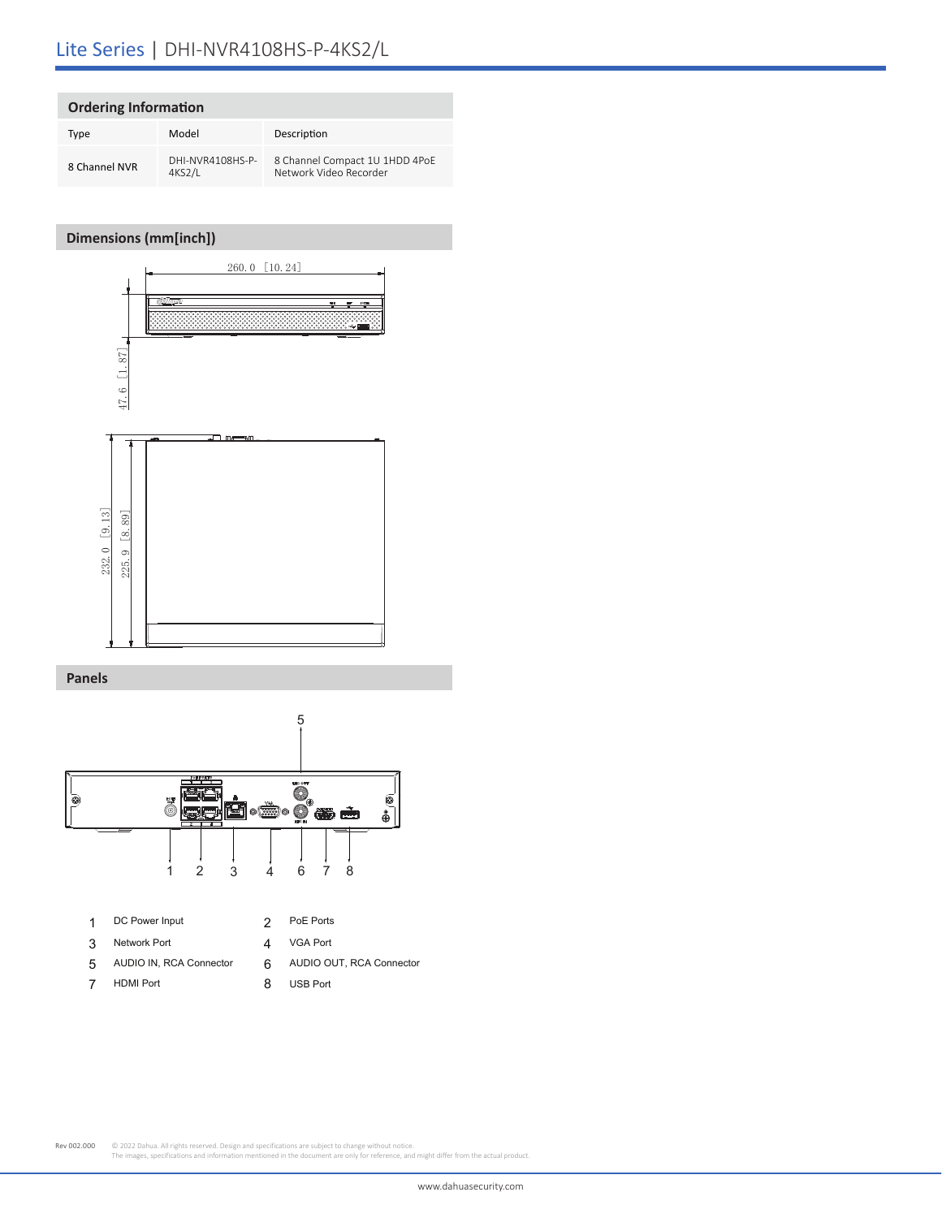# Lite Series | DHI-NVR4108HS-P-4KS2/L

## Ordering Information

| Type | Model | Description |
|---|---|---|
| 8 Channel NVR | DHI-NVR4108HS-P-4KS2/L | 8 Channel Compact 1U 1HDD 4PoE Network Video Recorder |

## Dimensions (mm[inch])

260.0 [10.24]

47.6 [1.87]

232.0 [9.13]

225.9 [8.89]

## Panels

5

1 2 3 4 6 7 8

| | | | |
|---|---|---|---|
| 1 | DC Power Input | 2 | PoE Ports |
| 3 | Network Port | 4 | VGA Port |
| 5 | AUDIO IN, RCA Connector | 6 | AUDIO OUT, RCA Connector |
| 7 | HDMI Port | 8 | USB Port |

Rev 002.000 © 2022 Dahua. All rights reserved. Design and specifications are subject to change without notice.
The images, specifications and information mentioned in the document are only for reference, and might differ from the actual product.

www.dahuasecurity.com